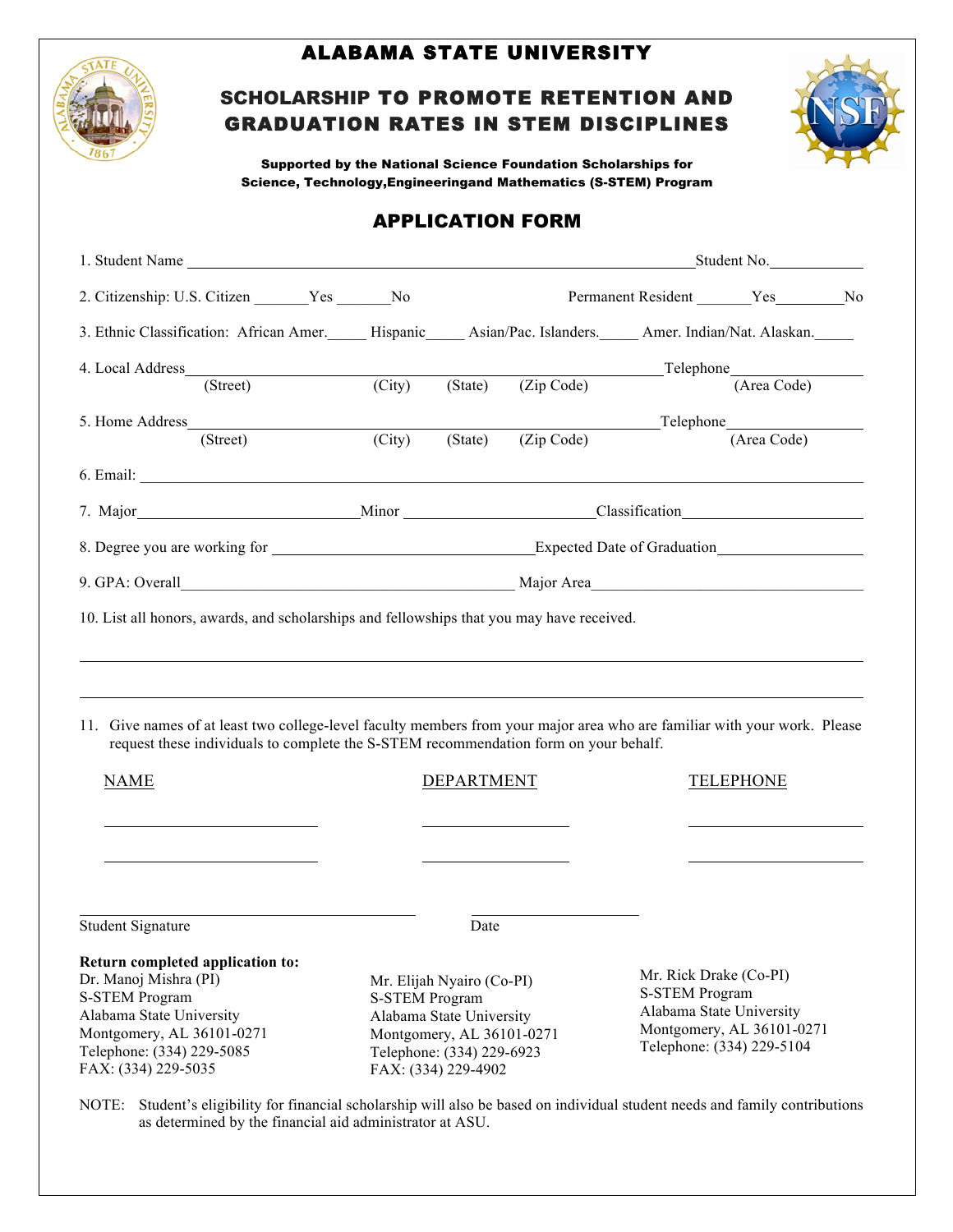# ALABAMA STATE UNIVERSITY

## SCHOLARSHIP TO PROMOTE RETENTION AND GRADUATION RATES IN STEM DISCIPLINES

**Supported by the National Science Foundation Scholarships for Science, Technology,Engineeringand Mathematics (S-STEM) Program**

## APPLICATION FORM

1. Student Name ______________________________ Student No.____________

2. Citizenship: U.S. Citizen _______Yes _______No Permanent Resident _______Yes________No

3. Ethnic Classification: African Amer._____ Hispanic_____ Asian/Pac. Islanders._____ Amer. Indian/Nat. Alaskan._____

4. Local Address______________________________ Telephone________________
(Street) (City) (State) (Zip Code) (Area Code)

5. Home Address______________________________ Telephone________________
(Street) (City) (State) (Zip Code) (Area Code)

6. Email: ______________________________

7. Major____________________ Minor ____________________ Classification____________________

8. Degree you are working for ____________________ Expected Date of Graduation__________________

9. GPA: Overall____________________ Major Area____________________

10. List all honors, awards, and scholarships and fellowships that you may have received.

______________________________

______________________________

11. Give names of at least two college-level faculty members from your major area who are familiar with your work. Please request these individuals to complete the S-STEM recommendation form on your behalf.

| NAME | DEPARTMENT | TELEPHONE |
| --- | --- | --- |
| ________________ | ________________ | ________________ |
| ________________ | ________________ | ________________ |

______________________________ Student Signature ________________ Date

**Return completed application to:**

Dr. Manoj Mishra (PI)
S-STEM Program
Alabama State University
Montgomery, AL 36101-0271
Telephone: (334) 229-5085
FAX: (334) 229-5035

Mr. Elijah Nyairo (Co-PI)
S-STEM Program
Alabama State University
Montgomery, AL 36101-0271
Telephone: (334) 229-6923
FAX: (334) 229-4902

Mr. Rick Drake (Co-PI)
S-STEM Program
Alabama State University
Montgomery, AL 36101-0271
Telephone: (334) 229-5104

NOTE: Student's eligibility for financial scholarship will also be based on individual student needs and family contributions as determined by the financial aid administrator at ASU.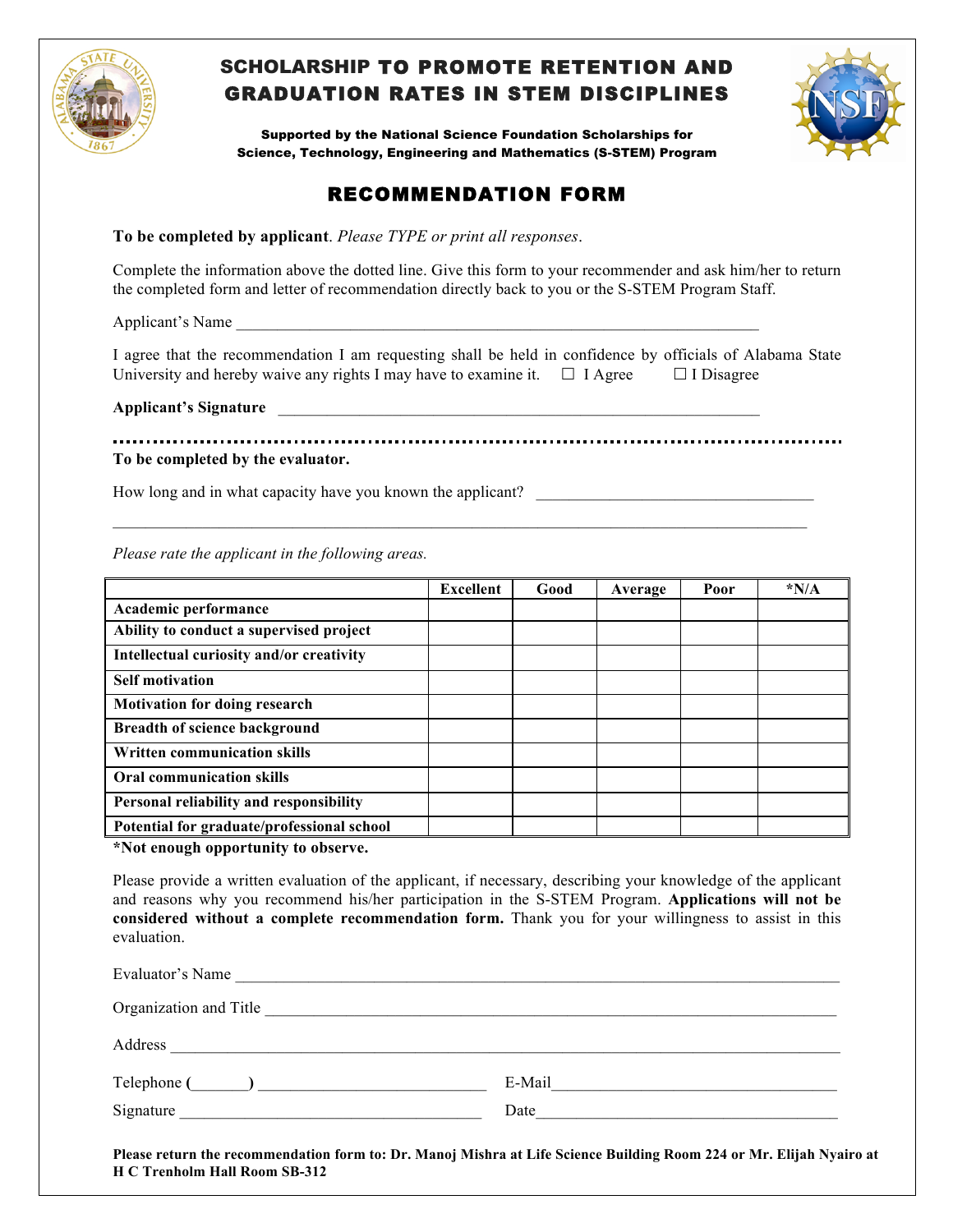# SCHOLARSHIP TO PROMOTE RETENTION AND GRADUATION RATES IN STEM DISCIPLINES

**Supported by the National Science Foundation Scholarships for Science, Technology, Engineering and Mathematics (S-STEM) Program**

## RECOMMENDATION FORM

**To be completed by applicant**. *Please TYPE or print all responses*.

Complete the information above the dotted line. Give this form to your recommender and ask him/her to return the completed form and letter of recommendation directly back to you or the S-STEM Program Staff.

Applicant's Name ________________________________________________________________

I agree that the recommendation I am requesting shall be held in confidence by officials of Alabama State University and hereby waive any rights I may have to examine it. ☐ I Agree ☐ I Disagree

**Applicant's Signature** ________________________________________________________

.................................................................................................................................

**To be completed by the evaluator.**

How long and in what capacity have you known the applicant? ________________________________

______________________________________________________________________________

*Please rate the applicant in the following areas.*

| | Excellent | Good | Average | Poor | *N/A |
|---|---|---|---|---|---|
| **Academic performance** | | | | | |
| **Ability to conduct a supervised project** | | | | | |
| **Intellectual curiosity and/or creativity** | | | | | |
| **Self motivation** | | | | | |
| **Motivation for doing research** | | | | | |
| **Breadth of science background** | | | | | |
| **Written communication skills** | | | | | |
| **Oral communication skills** | | | | | |
| **Personal reliability and responsibility** | | | | | |
| **Potential for graduate/professional school** | | | | | |

**\*Not enough opportunity to observe.**

Please provide a written evaluation of the applicant, if necessary, describing your knowledge of the applicant and reasons why you recommend his/her participation in the S-STEM Program. **Applications will not be considered without a complete recommendation form.** Thank you for your willingness to assist in this evaluation.

Evaluator's Name ________________________________________________________________

Organization and Title ____________________________________________________________

Address ______________________________________________________________________

Telephone **(_______)** ___________________________ E-Mail___________________________

Signature ____________________________________ Date____________________________

**Please return the recommendation form to: Dr. Manoj Mishra at Life Science Building Room 224 or Mr. Elijah Nyairo at H C Trenholm Hall Room SB-312**